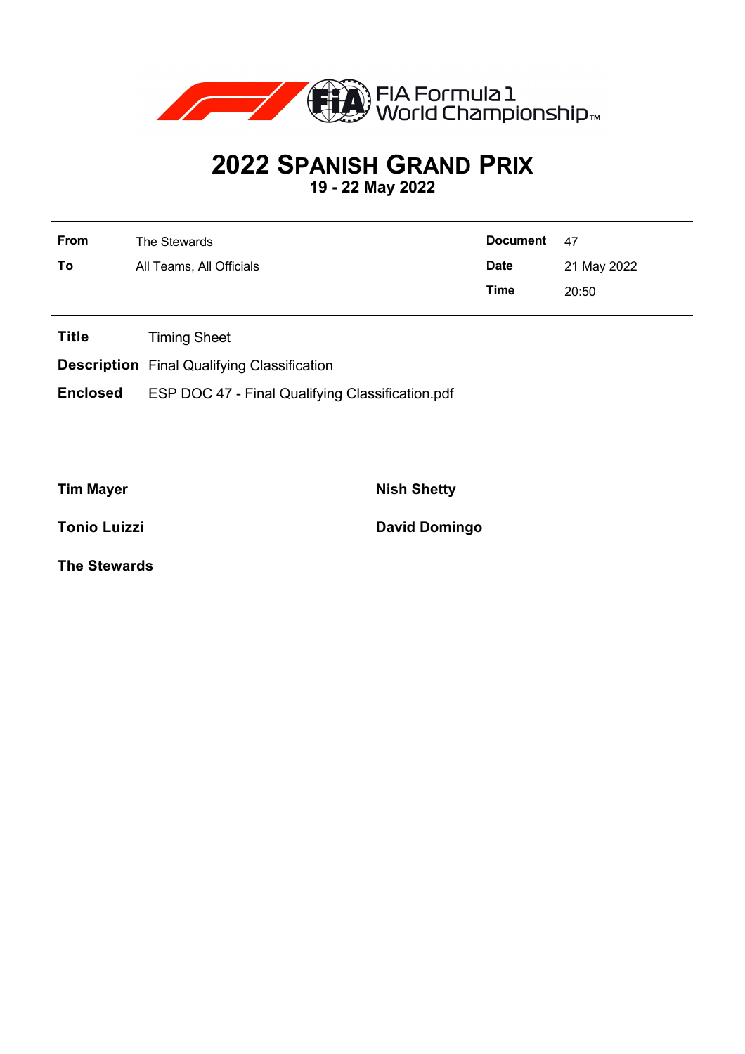FIA Formula 1 World Championship

# 2022 SPANISH GRAND PRIX

**19 - 22 May 2022**

| | | | |
|---|---|---|---|
| **From** | The Stewards | **Document** | 47 |
| **To** | All Teams, All Officials | **Date** | 21 May 2022 |
| | | **Time** | 20:50 |

**Title** Timing Sheet

**Description** Final Qualifying Classification

**Enclosed** ESP DOC 47 - Final Qualifying Classification.pdf

**Tim Mayer**

**Nish Shetty**

**Tonio Luizzi**

**David Domingo**

**The Stewards**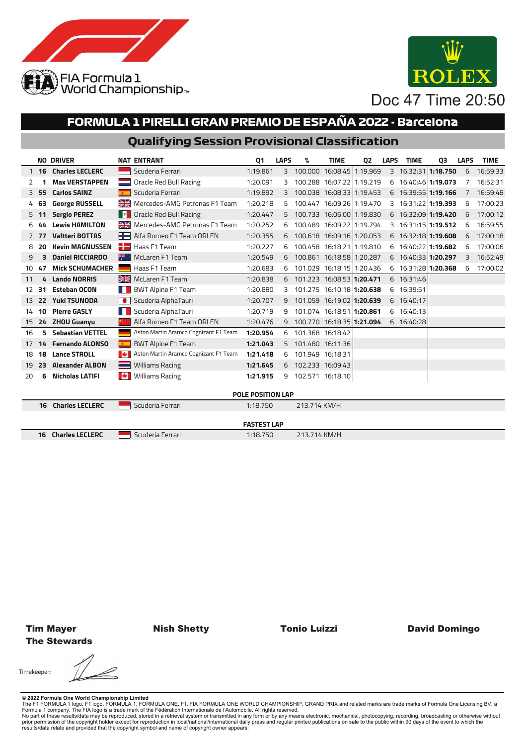FIA Formula 1 World Championship

Doc 47 Time 20:50

# FORMULA 1 PIRELLI GRAN PREMIO DE ESPAÑA 2022 - Barcelona

## Qualifying Session Provisional Classification

| | NO | DRIVER | NAT | ENTRANT | Q1 | LAPS | % | TIME | Q2 | LAPS | TIME | Q3 | LAPS | TIME |
|---|---|---|---|---|---|---|---|---|---|---|---|---|---|---|
| 1 | 16 | **Charles LECLERC** | | Scuderia Ferrari | 1:19.861 | 3 | 100.000 | 16:08:45 | 1:19.969 | 3 | 16:32:31 | **1:18.750** | 6 | 16:59:33 |
| 2 | 1 | **Max VERSTAPPEN** | | Oracle Red Bull Racing | 1:20.091 | 3 | 100.288 | 16:07:22 | 1:19.219 | 6 | 16:40:46 | **1:19.073** | 7 | 16:52:31 |
| 3 | 55 | **Carlos SAINZ** | | Scuderia Ferrari | 1:19.892 | 3 | 100.038 | 16:08:33 | 1:19.453 | 6 | 16:39:55 | **1:19.166** | 7 | 16:59:48 |
| 4 | 63 | **George RUSSELL** | | Mercedes-AMG Petronas F1 Team | 1:20.218 | 5 | 100.447 | 16:09:26 | 1:19.470 | 3 | 16:31:22 | **1:19.393** | 6 | 17:00:23 |
| 5 | 11 | **Sergio PEREZ** | | Oracle Red Bull Racing | 1:20.447 | 5 | 100.733 | 16:06:00 | 1:19.830 | 6 | 16:32:09 | **1:19.420** | 6 | 17:00:12 |
| 6 | 44 | **Lewis HAMILTON** | | Mercedes-AMG Petronas F1 Team | 1:20.252 | 6 | 100.489 | 16:09:22 | 1:19.794 | 3 | 16:31:15 | **1:19.512** | 6 | 16:59:55 |
| 7 | 77 | **Valtteri BOTTAS** | | Alfa Romeo F1 Team ORLEN | 1:20.355 | 6 | 100.618 | 16:09:16 | 1:20.053 | 6 | 16:32:18 | **1:19.608** | 6 | 17:00:18 |
| 8 | 20 | **Kevin MAGNUSSEN** | | Haas F1 Team | 1:20.227 | 6 | 100.458 | 16:18:21 | 1:19.810 | 6 | 16:40:22 | **1:19.682** | 6 | 17:00:06 |
| 9 | 3 | **Daniel RICCIARDO** | | McLaren F1 Team | 1:20.549 | 6 | 100.861 | 16:18:58 | 1:20.287 | 6 | 16:40:33 | **1:20.297** | 3 | 16:52:49 |
| 10 | 47 | **Mick SCHUMACHER** | | Haas F1 Team | 1:20.683 | 6 | 101.029 | 16:18:15 | 1:20.436 | 6 | 16:31:28 | **1:20.368** | 6 | 17:00:02 |
| 11 | 4 | **Lando NORRIS** | | McLaren F1 Team | 1:20.838 | 6 | 101.223 | 16:08:53 | **1:20.471** | 6 | 16:31:46 | | | |
| 12 | 31 | **Esteban OCON** | | BWT Alpine F1 Team | 1:20.880 | 3 | 101.275 | 16:10:18 | **1:20.638** | 6 | 16:39:51 | | | |
| 13 | 22 | **Yuki TSUNODA** | | Scuderia AlphaTauri | 1:20.707 | 9 | 101.059 | 16:19:02 | **1:20.639** | 6 | 16:40:17 | | | |
| 14 | 10 | **Pierre GASLY** | | Scuderia AlphaTauri | 1:20.719 | 9 | 101.074 | 16:18:51 | **1:20.861** | 6 | 16:40:13 | | | |
| 15 | 24 | **ZHOU Guanyu** | | Alfa Romeo F1 Team ORLEN | 1:20.476 | 9 | 100.770 | 16:18:35 | **1:21.094** | 6 | 16:40:28 | | | |
| 16 | 5 | **Sebastian VETTEL** | | Aston Martin Aramco Cognizant F1 Team | **1:20.954** | 6 | 101.368 | 16:18:42 | | | | | | |
| 17 | 14 | **Fernando ALONSO** | | BWT Alpine F1 Team | **1:21.043** | 5 | 101.480 | 16:11:36 | | | | | | |
| 18 | 18 | **Lance STROLL** | | Aston Martin Aramco Cognizant F1 Team | **1:21.418** | 6 | 101.949 | 16:18:31 | | | | | | |
| 19 | 23 | **Alexander ALBON** | | Williams Racing | **1:21.645** | 6 | 102.233 | 16:09:43 | | | | | | |
| 20 | 6 | **Nicholas LATIFI** | | Williams Racing | **1:21.915** | 9 | 102.571 | 16:18:10 | | | | | | |

**POLE POSITION LAP**

| NO | DRIVER | ENTRANT | TIME | SPEED |
|---|---|---|---|---|
| 16 | **Charles LECLERC** | Scuderia Ferrari | 1:18.750 | 213.714 KM/H |

**FASTEST LAP**

| NO | DRIVER | ENTRANT | TIME | SPEED |
|---|---|---|---|---|
| 16 | **Charles LECLERC** | Scuderia Ferrari | 1:18.750 | 213.714 KM/H |

**Tim Mayer** **Nish Shetty** **Tonio Luizzi** **David Domingo**

**The Stewards**

Timekeeper:

**© 2022 Formula One World Championship Limited**
The F1 FORMULA 1 logo, F1 logo, FORMULA 1, FORMULA ONE, F1, FIA FORMULA ONE WORLD CHAMPIONSHIP, GRAND PRIX and related marks are trade marks of Formula One Licensing BV, a Formula 1 company. The FIA logo is a trade mark of the Fédération Internationale de l'Automobile. All rights reserved.
No part of these results/data may be reproduced, stored in a retrieval system or transmitted in any form or by any means electronic, mechanical, photocopying, recording, broadcasting or otherwise without prior permission of the copyright holder except for reproduction in local/national/international daily press and regular printed publications on sale to the public within 90 days of the event to which the results/data relate and provided that the copyright symbol and name of copyright owner appears.